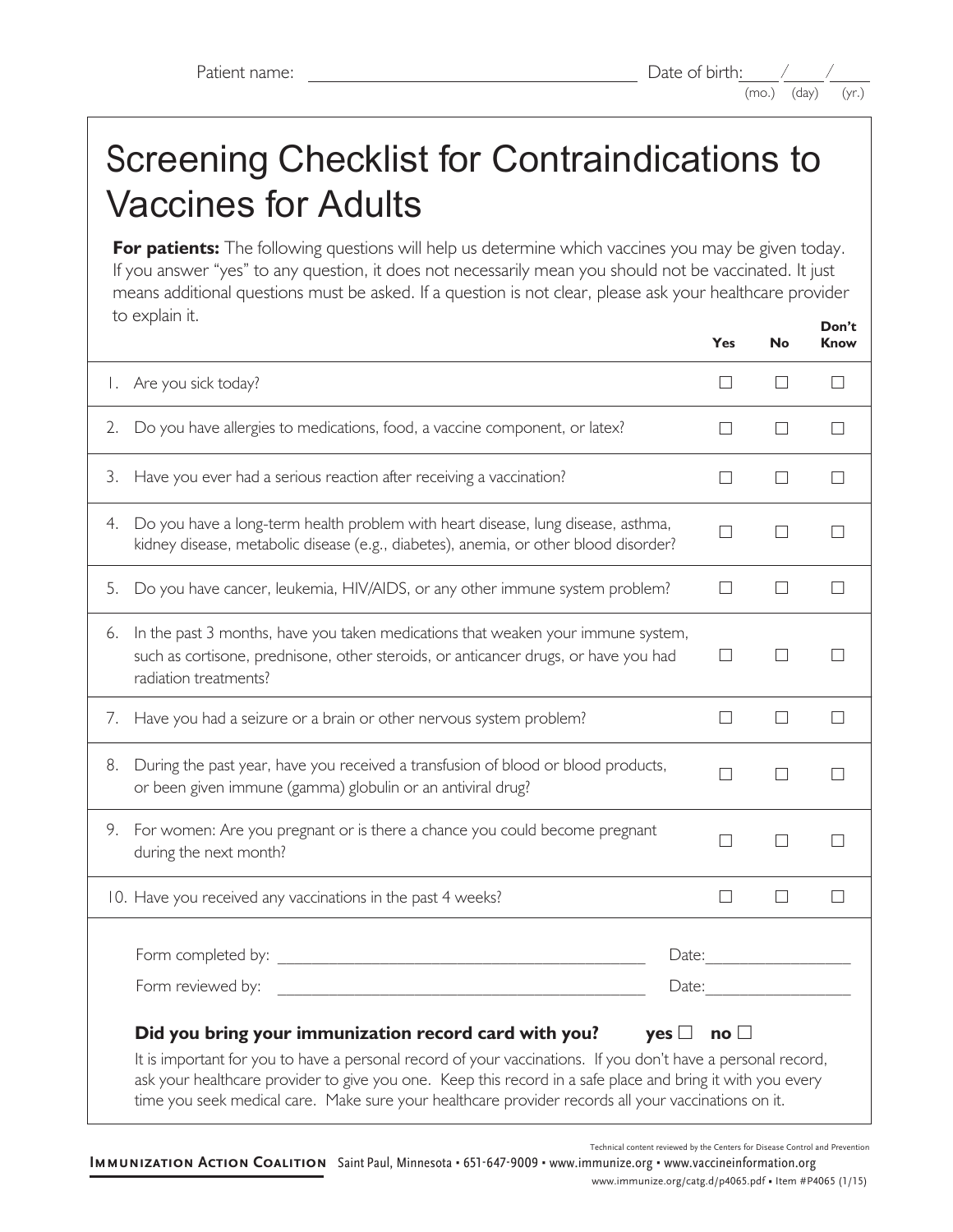Patient name: ______________________________ Date of birth: ____/____/____ (mo.) (day) (yr.)

# Screening Checklist for Contraindications to Vaccines for Adults

**For patients:** The following questions will help us determine which vaccines you may be given today. If you answer "yes" to any question, it does not necessarily mean you should not be vaccinated. It just means additional questions must be asked. If a question is not clear, please ask your healthcare provider to explain it.

| | Yes | No | Don't Know |
|---|---|---|---|
| 1. Are you sick today? | ☐ | ☐ | ☐ |
| 2. Do you have allergies to medications, food, a vaccine component, or latex? | ☐ | ☐ | ☐ |
| 3. Have you ever had a serious reaction after receiving a vaccination? | ☐ | ☐ | ☐ |
| 4. Do you have a long-term health problem with heart disease, lung disease, asthma, kidney disease, metabolic disease (e.g., diabetes), anemia, or other blood disorder? | ☐ | ☐ | ☐ |
| 5. Do you have cancer, leukemia, HIV/AIDS, or any other immune system problem? | ☐ | ☐ | ☐ |
| 6. In the past 3 months, have you taken medications that weaken your immune system, such as cortisone, prednisone, other steroids, or anticancer drugs, or have you had radiation treatments? | ☐ | ☐ | ☐ |
| 7. Have you had a seizure or a brain or other nervous system problem? | ☐ | ☐ | ☐ |
| 8. During the past year, have you received a transfusion of blood or blood products, or been given immune (gamma) globulin or an antiviral drug? | ☐ | ☐ | ☐ |
| 9. For women: Are you pregnant or is there a chance you could become pregnant during the next month? | ☐ | ☐ | ☐ |
| 10. Have you received any vaccinations in the past 4 weeks? | ☐ | ☐ | ☐ |

Form completed by: ______________________________ Date: ______________

Form reviewed by: ______________________________ Date: ______________

**Did you bring your immunization record card with you?** **yes** ☐ **no** ☐

It is important for you to have a personal record of your vaccinations. If you don't have a personal record, ask your healthcare provider to give you one. Keep this record in a safe place and bring it with you every time you seek medical care. Make sure your healthcare provider records all your vaccinations on it.

Technical content reviewed by the Centers for Disease Control and Prevention

**Immunization Action Coalition** Saint Paul, Minnesota • 651-647-9009 • www.immunize.org • www.vaccineinformation.org

www.immunize.org/catg.d/p4065.pdf • Item #P4065 (1/15)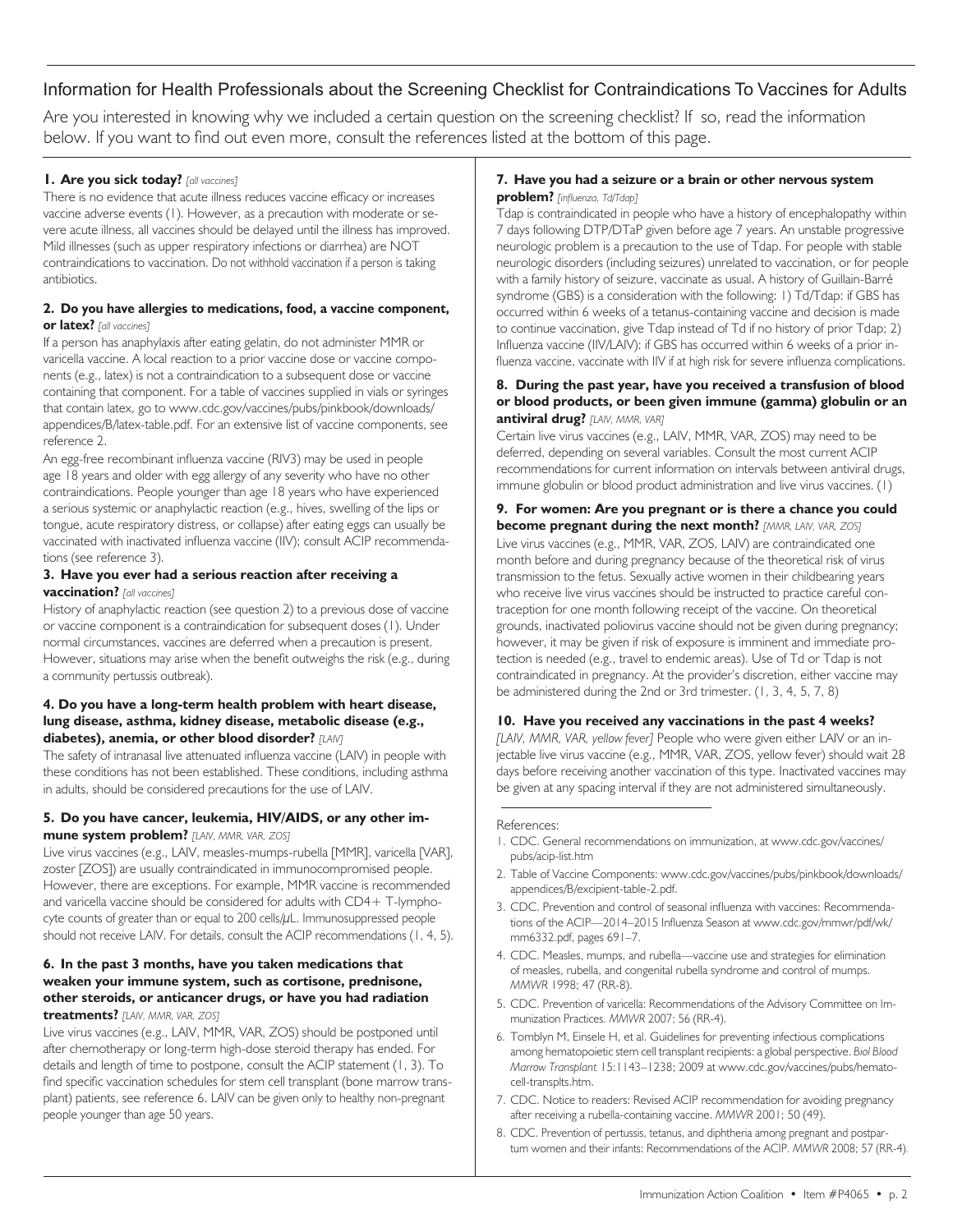## Information for Health Professionals about the Screening Checklist for Contraindications To Vaccines for Adults

Are you interested in knowing why we included a certain question on the screening checklist? If so, read the information below. If you want to find out even more, consult the references listed at the bottom of this page.

### 1. Are you sick today? *[all vaccines]*

There is no evidence that acute illness reduces vaccine efficacy or increases vaccine adverse events (1). However, as a precaution with moderate or severe acute illness, all vaccines should be delayed until the illness has improved. Mild illnesses (such as upper respiratory infections or diarrhea) are NOT contraindications to vaccination. Do not withhold vaccination if a person is taking antibiotics.

### 2. Do you have allergies to medications, food, a vaccine component, or latex? *[all vaccines]*

If a person has anaphylaxis after eating gelatin, do not administer MMR or varicella vaccine. A local reaction to a prior vaccine dose or vaccine components (e.g., latex) is not a contraindication to a subsequent dose or vaccine containing that component. For a table of vaccines supplied in vials or syringes that contain latex, go to www.cdc.gov/vaccines/pubs/pinkbook/downloads/appendices/B/latex-table.pdf. For an extensive list of vaccine components, see reference 2.

An egg-free recombinant influenza vaccine (RIV3) may be used in people age 18 years and older with egg allergy of any severity who have no other contraindications. People younger than age 18 years who have experienced a serious systemic or anaphylactic reaction (e.g., hives, swelling of the lips or tongue, acute respiratory distress, or collapse) after eating eggs can usually be vaccinated with inactivated influenza vaccine (IIV); consult ACIP recommendations (see reference 3).

### 3. Have you ever had a serious reaction after receiving a vaccination? *[all vaccines]*

History of anaphylactic reaction (see question 2) to a previous dose of vaccine or vaccine component is a contraindication for subsequent doses (1). Under normal circumstances, vaccines are deferred when a precaution is present. However, situations may arise when the benefit outweighs the risk (e.g., during a community pertussis outbreak).

### 4. Do you have a long-term health problem with heart disease, lung disease, asthma, kidney disease, metabolic disease (e.g., diabetes), anemia, or other blood disorder? *[LAIV]*

The safety of intranasal live attenuated influenza vaccine (LAIV) in people with these conditions has not been established. These conditions, including asthma in adults, should be considered precautions for the use of LAIV.

### 5. Do you have cancer, leukemia, HIV/AIDS, or any other immune system problem? *[LAIV, MMR, VAR, ZOS]*

Live virus vaccines (e.g., LAIV, measles-mumps-rubella [MMR], varicella [VAR], zoster [ZOS]) are usually contraindicated in immunocompromised people. However, there are exceptions. For example, MMR vaccine is recommended and varicella vaccine should be considered for adults with CD4+ T-lymphocyte counts of greater than or equal to 200 cells/μL. Immunosuppressed people should not receive LAIV. For details, consult the ACIP recommendations (1, 4, 5).

### 6. In the past 3 months, have you taken medications that weaken your immune system, such as cortisone, prednisone, other steroids, or anticancer drugs, or have you had radiation treatments? *[LAIV, MMR, VAR, ZOS]*

Live virus vaccines (e.g., LAIV, MMR, VAR, ZOS) should be postponed until after chemotherapy or long-term high-dose steroid therapy has ended. For details and length of time to postpone, consult the ACIP statement (1, 3). To find specific vaccination schedules for stem cell transplant (bone marrow transplant) patients, see reference 6. LAIV can be given only to healthy non-pregnant people younger than age 50 years.

### 7. Have you had a seizure or a brain or other nervous system problem? *[influenza, Td/Tdap]*

Tdap is contraindicated in people who have a history of encephalopathy within 7 days following DTP/DTaP given before age 7 years. An unstable progressive neurologic problem is a precaution to the use of Tdap. For people with stable neurologic disorders (including seizures) unrelated to vaccination, or for people with a family history of seizure, vaccinate as usual. A history of Guillain-Barré syndrome (GBS) is a consideration with the following: 1) Td/Tdap: if GBS has occurred within 6 weeks of a tetanus-containing vaccine and decision is made to continue vaccination, give Tdap instead of Td if no history of prior Tdap; 2) Influenza vaccine (IIV/LAIV): if GBS has occurred within 6 weeks of a prior influenza vaccine, vaccinate with IIV if at high risk for severe influenza complications.

### 8. During the past year, have you received a transfusion of blood or blood products, or been given immune (gamma) globulin or an antiviral drug? *[LAIV, MMR, VAR]*

Certain live virus vaccines (e.g., LAIV, MMR, VAR, ZOS) may need to be deferred, depending on several variables. Consult the most current ACIP recommendations for current information on intervals between antiviral drugs, immune globulin or blood product administration and live virus vaccines. (1)

### 9. For women: Are you pregnant or is there a chance you could become pregnant during the next month? *[MMR, LAIV, VAR, ZOS]*

Live virus vaccines (e.g., MMR, VAR, ZOS, LAIV) are contraindicated one month before and during pregnancy because of the theoretical risk of virus transmission to the fetus. Sexually active women in their childbearing years who receive live virus vaccines should be instructed to practice careful contraception for one month following receipt of the vaccine. On theoretical grounds, inactivated poliovirus vaccine should not be given during pregnancy; however, it may be given if risk of exposure is imminent and immediate protection is needed (e.g., travel to endemic areas). Use of Td or Tdap is not contraindicated in pregnancy. At the provider's discretion, either vaccine may be administered during the 2nd or 3rd trimester. (1, 3, 4, 5, 7, 8)

### 10. Have you received any vaccinations in the past 4 weeks?

*[LAIV, MMR, VAR, yellow fever]* People who were given either LAIV or an injectable live virus vaccine (e.g., MMR, VAR, ZOS, yellow fever) should wait 28 days before receiving another vaccination of this type. Inactivated vaccines may be given at any spacing interval if they are not administered simultaneously.

References:

1. CDC. General recommendations on immunization, at www.cdc.gov/vaccines/pubs/acip-list.htm
2. Table of Vaccine Components: www.cdc.gov/vaccines/pubs/pinkbook/downloads/appendices/B/excipient-table-2.pdf.
3. CDC. Prevention and control of seasonal influenza with vaccines: Recommendations of the ACIP—2014–2015 Influenza Season at www.cdc.gov/mmwr/pdf/wk/mm6332.pdf, pages 691–7.
4. CDC. Measles, mumps, and rubella—vaccine use and strategies for elimination of measles, rubella, and congenital rubella syndrome and control of mumps. *MMWR* 1998; 47 (RR-8).
5. CDC. Prevention of varicella: Recommendations of the Advisory Committee on Immunization Practices. *MMWR* 2007; 56 (RR-4).
6. Tomblyn M, Einsele H, et al. Guidelines for preventing infectious complications among hematopoietic stem cell transplant recipients: a global perspective. *Biol Blood Marrow Transplant* 15:1143–1238; 2009 at www.cdc.gov/vaccines/pubs/hemato-cell-transplts.htm.
7. CDC. Notice to readers: Revised ACIP recommendation for avoiding pregnancy after receiving a rubella-containing vaccine. *MMWR* 2001; 50 (49).
8. CDC. Prevention of pertussis, tetanus, and diphtheria among pregnant and postpartum women and their infants: Recommendations of the ACIP. *MMWR* 2008; 57 (RR-4).